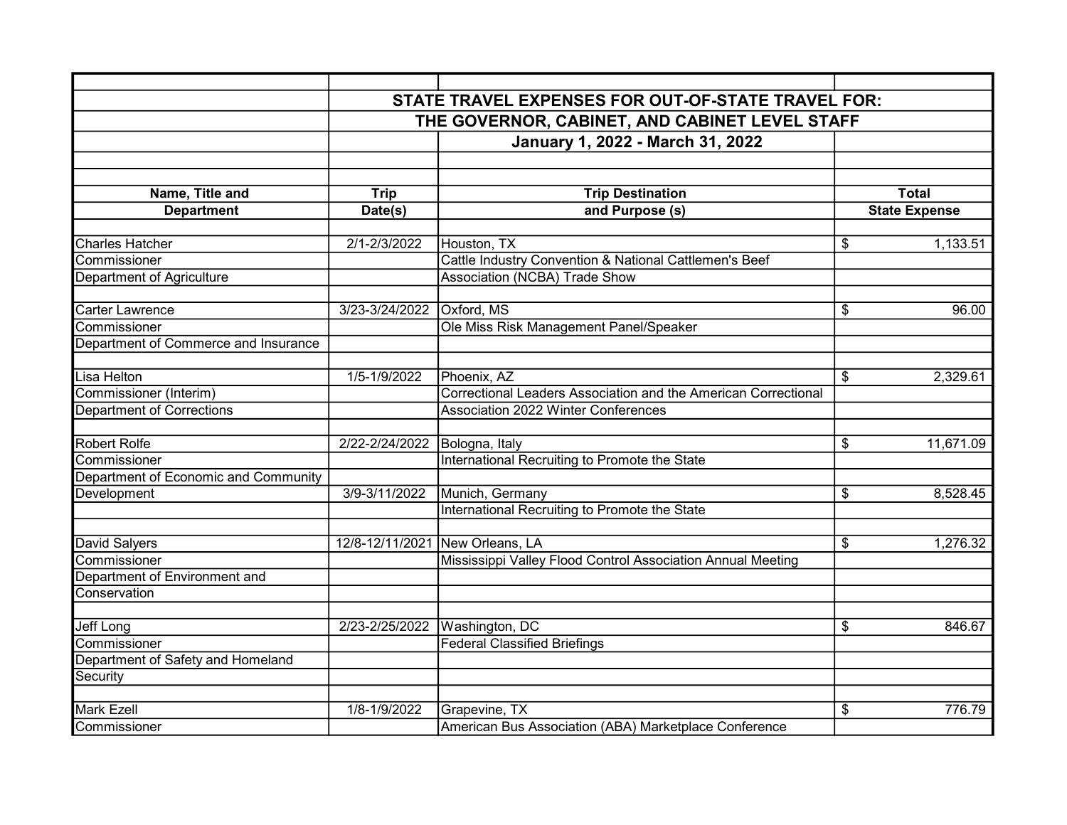## STATE TRAVEL EXPENSES FOR OUT-OF-STATE TRAVEL FOR:
## THE GOVERNOR, CABINET, AND CABINET LEVEL STAFF
## January 1, 2022 - March 31, 2022

| Name, Title and Department | Trip Date(s) | Trip Destination and Purpose (s) | Total State Expense |
|---|---|---|---|
| Charles Hatcher | 2/1-2/3/2022 | Houston, TX | $ 1,133.51 |
| Commissioner | | Cattle Industry Convention & National Cattlemen's Beef | |
| Department of Agriculture | | Association (NCBA) Trade Show | |
| | | | |
| Carter Lawrence | 3/23-3/24/2022 | Oxford, MS | $ 96.00 |
| Commissioner | | Ole Miss Risk Management Panel/Speaker | |
| Department of Commerce and Insurance | | | |
| | | | |
| Lisa Helton | 1/5-1/9/2022 | Phoenix, AZ | $ 2,329.61 |
| Commissioner (Interim) | | Correctional Leaders Association and the American Correctional | |
| Department of Corrections | | Association 2022 Winter Conferences | |
| | | | |
| Robert Rolfe | 2/22-2/24/2022 | Bologna, Italy | $ 11,671.09 |
| Commissioner | | International Recruiting to Promote the State | |
| Department of Economic and Community | | | |
| Development | 3/9-3/11/2022 | Munich, Germany | $ 8,528.45 |
| | | International Recruiting to Promote the State | |
| | | | |
| David Salyers | 12/8-12/11/2021 | New Orleans, LA | $ 1,276.32 |
| Commissioner | | Mississippi Valley Flood Control Association Annual Meeting | |
| Department of Environment and | | | |
| Conservation | | | |
| | | | |
| Jeff Long | 2/23-2/25/2022 | Washington, DC | $ 846.67 |
| Commissioner | | Federal Classified Briefings | |
| Department of Safety and Homeland | | | |
| Security | | | |
| | | | |
| Mark Ezell | 1/8-1/9/2022 | Grapevine, TX | $ 776.79 |
| Commissioner | | American Bus Association (ABA) Marketplace Conference | |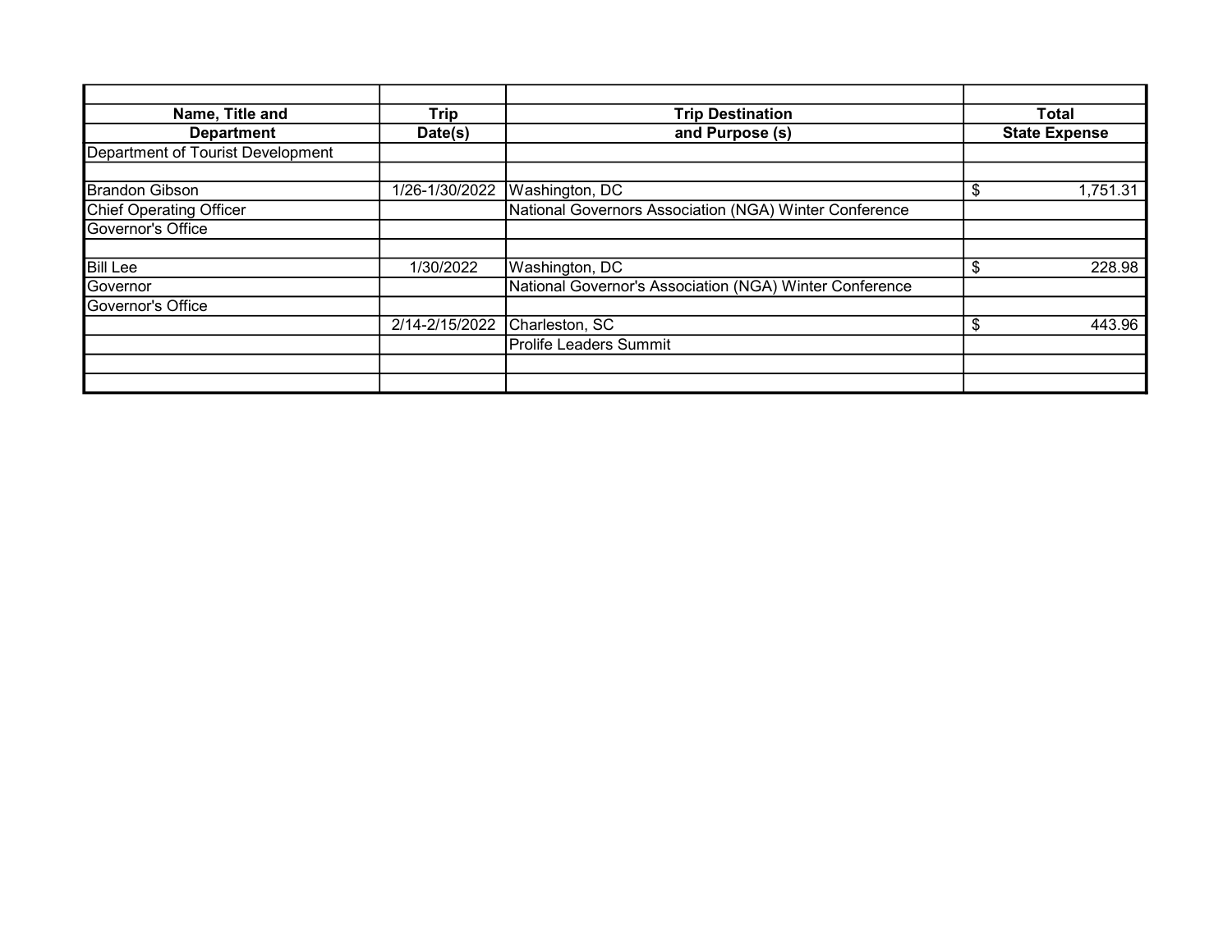| | | | |
|---|---|---|---|
| **Name, Title and Department** | **Trip Date(s)** | **Trip Destination and Purpose (s)** | **Total State Expense** |
| Department of Tourist Development | | | |
| | | | |
| Brandon Gibson | 1/26-1/30/2022 | Washington, DC | $ 1,751.31 |
| Chief Operating Officer | | National Governors Association (NGA) Winter Conference | |
| Governor's Office | | | |
| | | | |
| Bill Lee | 1/30/2022 | Washington, DC | $ 228.98 |
| Governor | | National Governor's Association (NGA) Winter Conference | |
| Governor's Office | | | |
| | 2/14-2/15/2022 | Charleston, SC | $ 443.96 |
| | | Prolife Leaders Summit | |
| | | | |
| | | | |